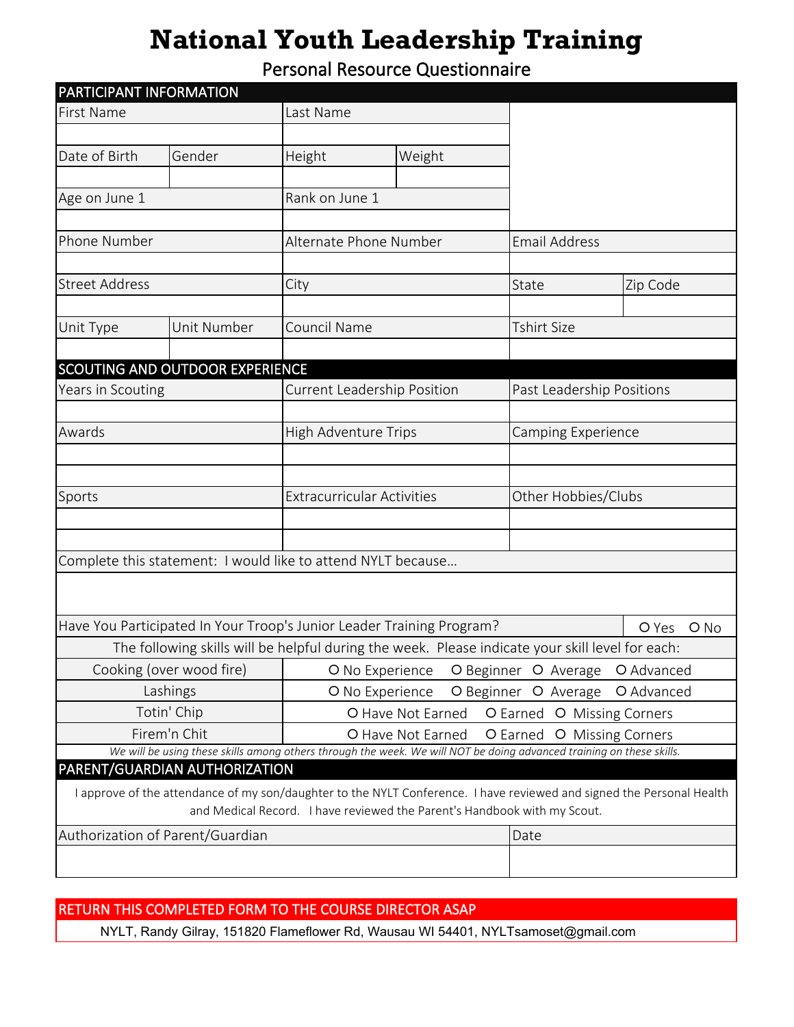# National Youth Leadership Training

## Personal Resource Questionnaire

**PARTICIPANT INFORMATION**

| First Name | | Last Name | | | |
|---|---|---|---|---|---|
| | | | | | |
| Date of Birth | Gender | Height | Weight | | |
| | | | | | |
| Age on June 1 | | Rank on June 1 | | | |
| | | | | | |
| Phone Number | | Alternate Phone Number | | Email Address | |
| | | | | | |
| Street Address | | City | | State | Zip Code |
| | | | | | |
| Unit Type | Unit Number | Council Name | | Tshirt Size | |
| | | | | | |

**SCOUTING AND OUTDOOR EXPERIENCE**

| Years in Scouting | Current Leadership Position | Past Leadership Positions |
|---|---|---|
| | | |
| Awards | High Adventure Trips | Camping Experience |
| | | |
| | | |
| Sports | Extracurricular Activities | Other Hobbies/Clubs |
| | | |
| | | |

Complete this statement: I would like to attend NYLT because...

Have You Participated In Your Troop's Junior Leader Training Program? O Yes O No

The following skills will be helpful during the week. Please indicate your skill level for each:

| Skill | Level |
|---|---|
| Cooking (over wood fire) | O No Experience O Beginner O Average O Advanced |
| Lashings | O No Experience O Beginner O Average O Advanced |
| Totin' Chip | O Have Not Earned O Earned O Missing Corners |
| Firem'n Chit | O Have Not Earned O Earned O Missing Corners |

*We will be using these skills among others through the week. We will NOT be doing advanced training on these skills.*

**PARENT/GUARDIAN AUTHORIZATION**

I approve of the attendance of my son/daughter to the NYLT Conference. I have reviewed and signed the Personal Health and Medical Record. I have reviewed the Parent's Handbook with my Scout.

| Authorization of Parent/Guardian | Date |
|---|---|
| | |

**RETURN THIS COMPLETED FORM TO THE COURSE DIRECTOR ASAP**

NYLT, Randy Gilray, 151820 Flameflower Rd, Wausau WI 54401, NYLTsamoset@gmail.com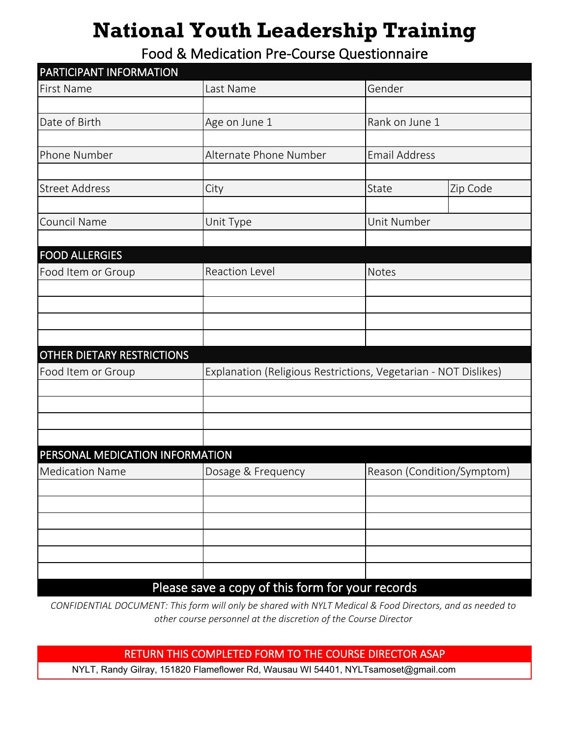# National Youth Leadership Training

## Food & Medication Pre-Course Questionnaire

| PARTICIPANT INFORMATION | | | |
|---|---|---|---|
| First Name | Last Name | Gender | |
| | | | |
| Date of Birth | Age on June 1 | Rank on June 1 | |
| | | | |
| Phone Number | Alternate Phone Number | Email Address | |
| | | | |
| Street Address | City | State | Zip Code |
| | | | |
| Council Name | Unit Type | Unit Number | |
| | | | |

| FOOD ALLERGIES | | |
|---|---|---|
| Food Item or Group | Reaction Level | Notes |
| | | |
| | | |
| | | |
| | | |

| OTHER DIETARY RESTRICTIONS | |
|---|---|
| Food Item or Group | Explanation (Religious Restrictions, Vegetarian - NOT Dislikes) |
| | |
| | |
| | |
| | |

| PERSONAL MEDICATION INFORMATION | | |
|---|---|---|
| Medication Name | Dosage & Frequency | Reason (Condition/Symptom) |
| | | |
| | | |
| | | |
| | | |
| | | |
| | | |

**Please save a copy of this form for your records**

*CONFIDENTIAL DOCUMENT: This form will only be shared with NYLT Medical & Food Directors, and as needed to other course personnel at the discretion of the Course Director*

**RETURN THIS COMPLETED FORM TO THE COURSE DIRECTOR ASAP**

NYLT, Randy Gilray, 151820 Flameflower Rd, Wausau WI 54401, NYLTsamoset@gmail.com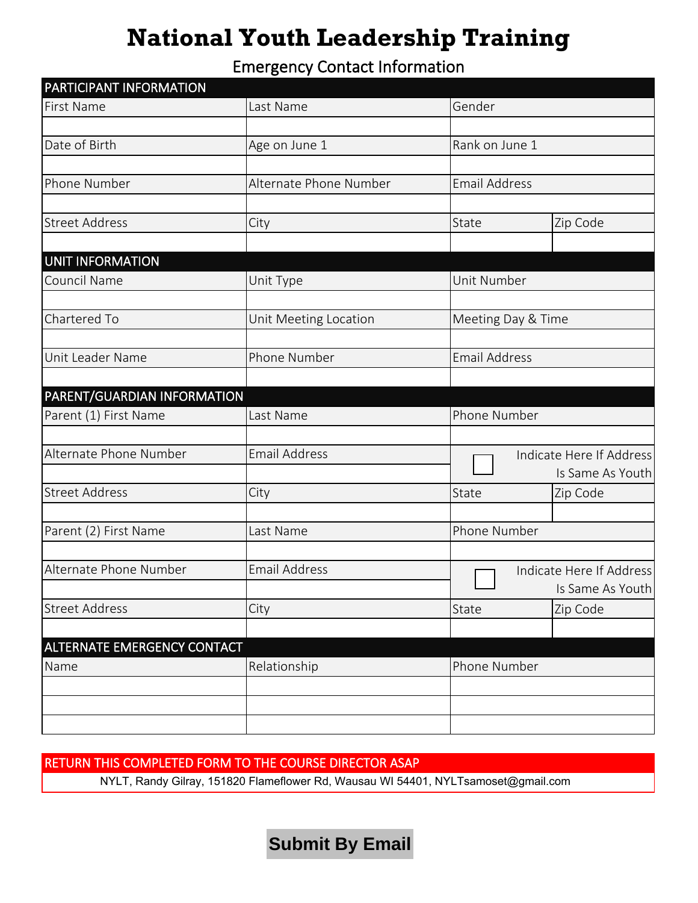# National Youth Leadership Training

## Emergency Contact Information

| PARTICIPANT INFORMATION | | | |
|---|---|---|---|
| First Name | Last Name | Gender | |
| | | | |
| Date of Birth | Age on June 1 | Rank on June 1 | |
| | | | |
| Phone Number | Alternate Phone Number | Email Address | |
| | | | |
| Street Address | City | State | Zip Code |
| | | | |

| UNIT INFORMATION | | |
|---|---|---|
| Council Name | Unit Type | Unit Number |
| | | |
| Chartered To | Unit Meeting Location | Meeting Day & Time |
| | | |
| Unit Leader Name | Phone Number | Email Address |
| | | |

| PARENT/GUARDIAN INFORMATION | | | |
|---|---|---|---|
| Parent (1) First Name | Last Name | Phone Number | |
| | | | |
| Alternate Phone Number | Email Address | ☐ Indicate Here If Address Is Same As Youth | |
| | | | |
| Street Address | City | State | Zip Code |
| | | | |
| Parent (2) First Name | Last Name | Phone Number | |
| | | | |
| Alternate Phone Number | Email Address | ☐ Indicate Here If Address Is Same As Youth | |
| | | | |
| Street Address | City | State | Zip Code |
| | | | |

| ALTERNATE EMERGENCY CONTACT | | |
|---|---|---|
| Name | Relationship | Phone Number |
| | | |
| | | |
| | | |

**RETURN THIS COMPLETED FORM TO THE COURSE DIRECTOR ASAP**

NYLT, Randy Gilray, 151820 Flameflower Rd, Wausau WI 54401, NYLTsamoset@gmail.com

**Submit By Email**